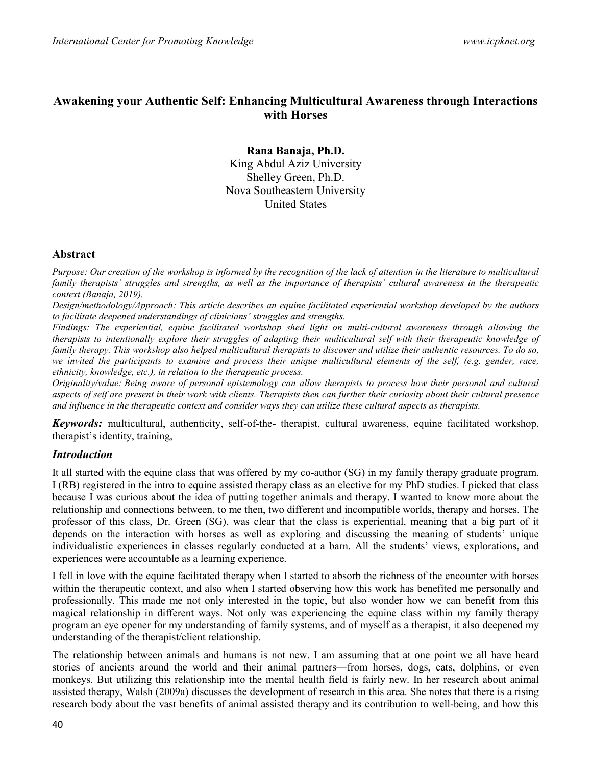# Awakening your Authentic Self: Enhancing Multicultural Awareness through Interactions with Horses

**Rana Banaja, Ph.D.**
King Abdul Aziz University
Shelley Green, Ph.D.
Nova Southeastern University
United States

## Abstract

*Purpose: Our creation of the workshop is informed by the recognition of the lack of attention in the literature to multicultural family therapists' struggles and strengths, as well as the importance of therapists' cultural awareness in the therapeutic context (Banaja, 2019).*

*Design/methodology/Approach: This article describes an equine facilitated experiential workshop developed by the authors to facilitate deepened understandings of clinicians' struggles and strengths.*

*Findings: The experiential, equine facilitated workshop shed light on multi-cultural awareness through allowing the therapists to intentionally explore their struggles of adapting their multicultural self with their therapeutic knowledge of family therapy. This workshop also helped multicultural therapists to discover and utilize their authentic resources. To do so, we invited the participants to examine and process their unique multicultural elements of the self, (e.g. gender, race, ethnicity, knowledge, etc.), in relation to the therapeutic process.*

*Originality/value: Being aware of personal epistemology can allow therapists to process how their personal and cultural aspects of self are present in their work with clients. Therapists then can further their curiosity about their cultural presence and influence in the therapeutic context and consider ways they can utilize these cultural aspects as therapists.*

***Keywords:*** multicultural, authenticity, self-of-the- therapist, cultural awareness, equine facilitated workshop, therapist's identity, training,

## *Introduction*

It all started with the equine class that was offered by my co-author (SG) in my family therapy graduate program. I (RB) registered in the intro to equine assisted therapy class as an elective for my PhD studies. I picked that class because I was curious about the idea of putting together animals and therapy. I wanted to know more about the relationship and connections between, to me then, two different and incompatible worlds, therapy and horses. The professor of this class, Dr. Green (SG), was clear that the class is experiential, meaning that a big part of it depends on the interaction with horses as well as exploring and discussing the meaning of students' unique individualistic experiences in classes regularly conducted at a barn. All the students' views, explorations, and experiences were accountable as a learning experience.

I fell in love with the equine facilitated therapy when I started to absorb the richness of the encounter with horses within the therapeutic context, and also when I started observing how this work has benefited me personally and professionally. This made me not only interested in the topic, but also wonder how we can benefit from this magical relationship in different ways. Not only was experiencing the equine class within my family therapy program an eye opener for my understanding of family systems, and of myself as a therapist, it also deepened my understanding of the therapist/client relationship.

The relationship between animals and humans is not new. I am assuming that at one point we all have heard stories of ancients around the world and their animal partners—from horses, dogs, cats, dolphins, or even monkeys. But utilizing this relationship into the mental health field is fairly new. In her research about animal assisted therapy, Walsh (2009a) discusses the development of research in this area. She notes that there is a rising research body about the vast benefits of animal assisted therapy and its contribution to well-being, and how this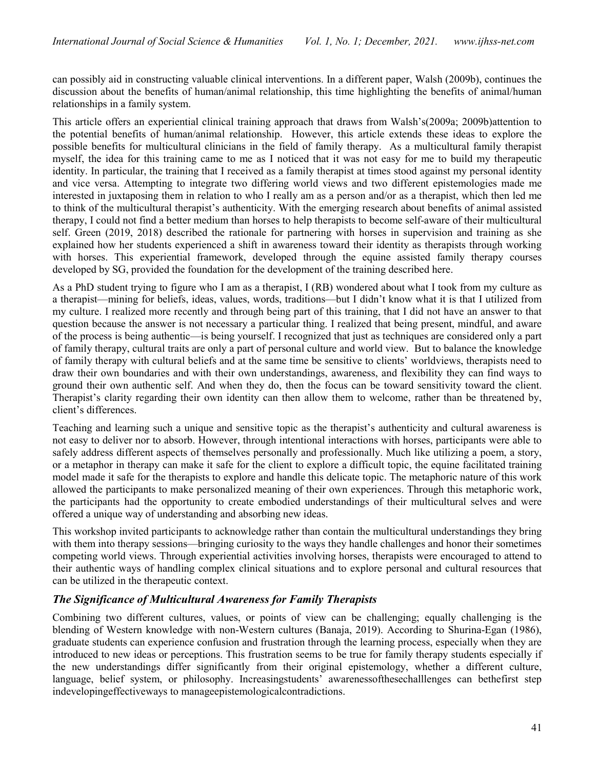can possibly aid in constructing valuable clinical interventions. In a different paper, Walsh (2009b), continues the discussion about the benefits of human/animal relationship, this time highlighting the benefits of animal/human relationships in a family system.

This article offers an experiential clinical training approach that draws from Walsh's(2009a; 2009b)attention to the potential benefits of human/animal relationship. However, this article extends these ideas to explore the possible benefits for multicultural clinicians in the field of family therapy. As a multicultural family therapist myself, the idea for this training came to me as I noticed that it was not easy for me to build my therapeutic identity. In particular, the training that I received as a family therapist at times stood against my personal identity and vice versa. Attempting to integrate two differing world views and two different epistemologies made me interested in juxtaposing them in relation to who I really am as a person and/or as a therapist, which then led me to think of the multicultural therapist's authenticity. With the emerging research about benefits of animal assisted therapy, I could not find a better medium than horses to help therapists to become self-aware of their multicultural self. Green (2019, 2018) described the rationale for partnering with horses in supervision and training as she explained how her students experienced a shift in awareness toward their identity as therapists through working with horses. This experiential framework, developed through the equine assisted family therapy courses developed by SG, provided the foundation for the development of the training described here.

As a PhD student trying to figure who I am as a therapist, I (RB) wondered about what I took from my culture as a therapist—mining for beliefs, ideas, values, words, traditions—but I didn't know what it is that I utilized from my culture. I realized more recently and through being part of this training, that I did not have an answer to that question because the answer is not necessary a particular thing. I realized that being present, mindful, and aware of the process is being authentic—is being yourself. I recognized that just as techniques are considered only a part of family therapy, cultural traits are only a part of personal culture and world view. But to balance the knowledge of family therapy with cultural beliefs and at the same time be sensitive to clients' worldviews, therapists need to draw their own boundaries and with their own understandings, awareness, and flexibility they can find ways to ground their own authentic self. And when they do, then the focus can be toward sensitivity toward the client. Therapist's clarity regarding their own identity can then allow them to welcome, rather than be threatened by, client's differences.

Teaching and learning such a unique and sensitive topic as the therapist's authenticity and cultural awareness is not easy to deliver nor to absorb. However, through intentional interactions with horses, participants were able to safely address different aspects of themselves personally and professionally. Much like utilizing a poem, a story, or a metaphor in therapy can make it safe for the client to explore a difficult topic, the equine facilitated training model made it safe for the therapists to explore and handle this delicate topic. The metaphoric nature of this work allowed the participants to make personalized meaning of their own experiences. Through this metaphoric work, the participants had the opportunity to create embodied understandings of their multicultural selves and were offered a unique way of understanding and absorbing new ideas.

This workshop invited participants to acknowledge rather than contain the multicultural understandings they bring with them into therapy sessions—bringing curiosity to the ways they handle challenges and honor their sometimes competing world views. Through experiential activities involving horses, therapists were encouraged to attend to their authentic ways of handling complex clinical situations and to explore personal and cultural resources that can be utilized in the therapeutic context.

### *The Significance of Multicultural Awareness for Family Therapists*

Combining two different cultures, values, or points of view can be challenging; equally challenging is the blending of Western knowledge with non-Western cultures (Banaja, 2019). According to Shurina-Egan (1986), graduate students can experience confusion and frustration through the learning process, especially when they are introduced to new ideas or perceptions. This frustration seems to be true for family therapy students especially if the new understandings differ significantly from their original epistemology, whether a different culture, language, belief system, or philosophy. Increasingstudents' awarenessofthesechalllenges can bethefirst step indevelopingeffectiveways to manageepistemologicalcontradictions.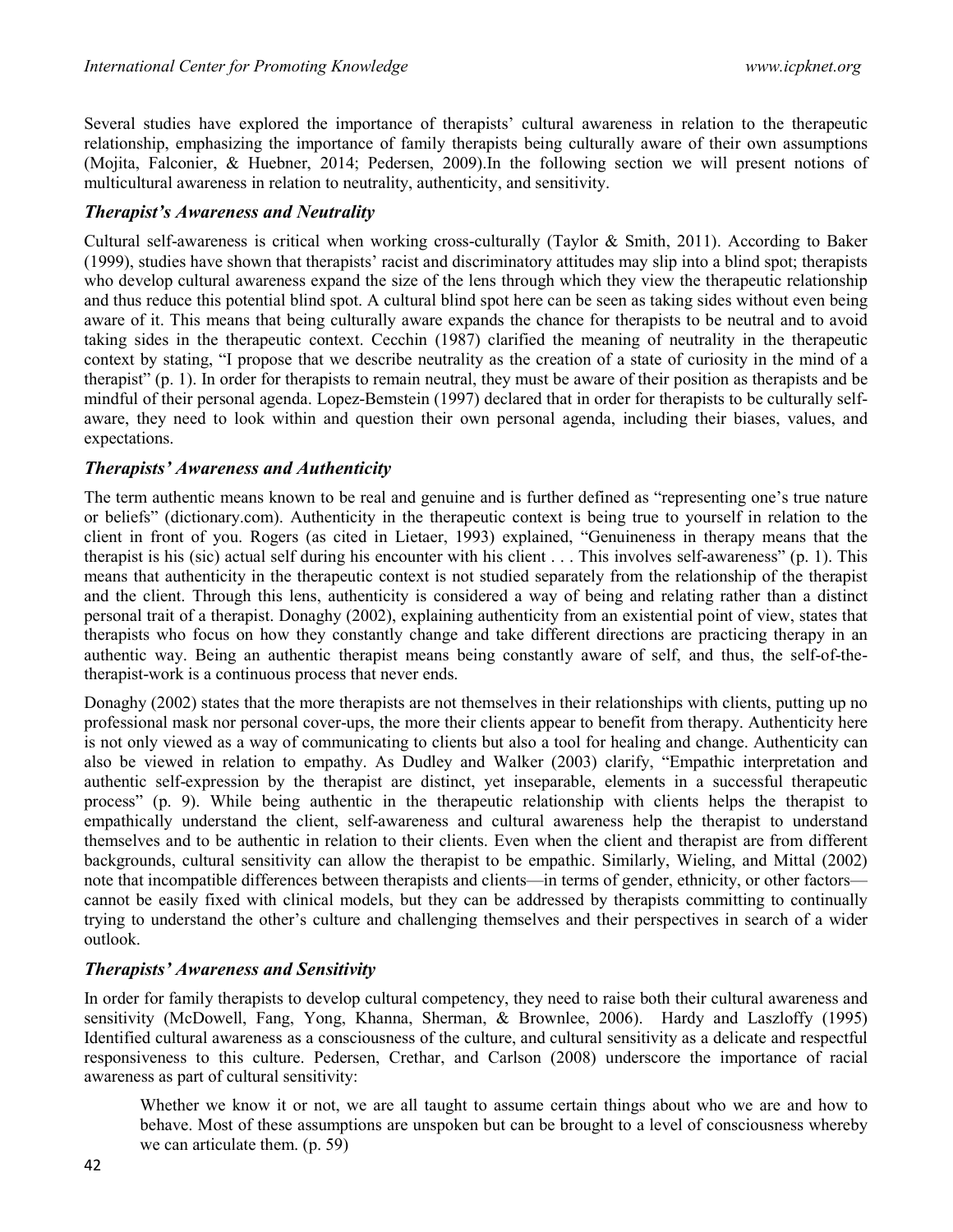Several studies have explored the importance of therapists' cultural awareness in relation to the therapeutic relationship, emphasizing the importance of family therapists being culturally aware of their own assumptions (Mojita, Falconier, & Huebner, 2014; Pedersen, 2009).In the following section we will present notions of multicultural awareness in relation to neutrality, authenticity, and sensitivity.

### *Therapist's Awareness and Neutrality*

Cultural self-awareness is critical when working cross-culturally (Taylor & Smith, 2011). According to Baker (1999), studies have shown that therapists' racist and discriminatory attitudes may slip into a blind spot; therapists who develop cultural awareness expand the size of the lens through which they view the therapeutic relationship and thus reduce this potential blind spot. A cultural blind spot here can be seen as taking sides without even being aware of it. This means that being culturally aware expands the chance for therapists to be neutral and to avoid taking sides in the therapeutic context. Cecchin (1987) clarified the meaning of neutrality in the therapeutic context by stating, "I propose that we describe neutrality as the creation of a state of curiosity in the mind of a therapist" (p. 1). In order for therapists to remain neutral, they must be aware of their position as therapists and be mindful of their personal agenda. Lopez-Bemstein (1997) declared that in order for therapists to be culturally self-aware, they need to look within and question their own personal agenda, including their biases, values, and expectations.

### *Therapists' Awareness and Authenticity*

The term authentic means known to be real and genuine and is further defined as "representing one's true nature or beliefs" (dictionary.com). Authenticity in the therapeutic context is being true to yourself in relation to the client in front of you. Rogers (as cited in Lietaer, 1993) explained, "Genuineness in therapy means that the therapist is his (sic) actual self during his encounter with his client . . . This involves self-awareness" (p. 1). This means that authenticity in the therapeutic context is not studied separately from the relationship of the therapist and the client. Through this lens, authenticity is considered a way of being and relating rather than a distinct personal trait of a therapist. Donaghy (2002), explaining authenticity from an existential point of view, states that therapists who focus on how they constantly change and take different directions are practicing therapy in an authentic way. Being an authentic therapist means being constantly aware of self, and thus, the self-of-the-therapist-work is a continuous process that never ends.

Donaghy (2002) states that the more therapists are not themselves in their relationships with clients, putting up no professional mask nor personal cover-ups, the more their clients appear to benefit from therapy. Authenticity here is not only viewed as a way of communicating to clients but also a tool for healing and change. Authenticity can also be viewed in relation to empathy. As Dudley and Walker (2003) clarify, "Empathic interpretation and authentic self-expression by the therapist are distinct, yet inseparable, elements in a successful therapeutic process" (p. 9). While being authentic in the therapeutic relationship with clients helps the therapist to empathically understand the client, self-awareness and cultural awareness help the therapist to understand themselves and to be authentic in relation to their clients. Even when the client and therapist are from different backgrounds, cultural sensitivity can allow the therapist to be empathic. Similarly, Wieling, and Mittal (2002) note that incompatible differences between therapists and clients—in terms of gender, ethnicity, or other factors—cannot be easily fixed with clinical models, but they can be addressed by therapists committing to continually trying to understand the other's culture and challenging themselves and their perspectives in search of a wider outlook.

### *Therapists' Awareness and Sensitivity*

In order for family therapists to develop cultural competency, they need to raise both their cultural awareness and sensitivity (McDowell, Fang, Yong, Khanna, Sherman, & Brownlee, 2006). Hardy and Laszloffy (1995) Identified cultural awareness as a consciousness of the culture, and cultural sensitivity as a delicate and respectful responsiveness to this culture. Pedersen, Crethar, and Carlson (2008) underscore the importance of racial awareness as part of cultural sensitivity:

> Whether we know it or not, we are all taught to assume certain things about who we are and how to behave. Most of these assumptions are unspoken but can be brought to a level of consciousness whereby we can articulate them. (p. 59)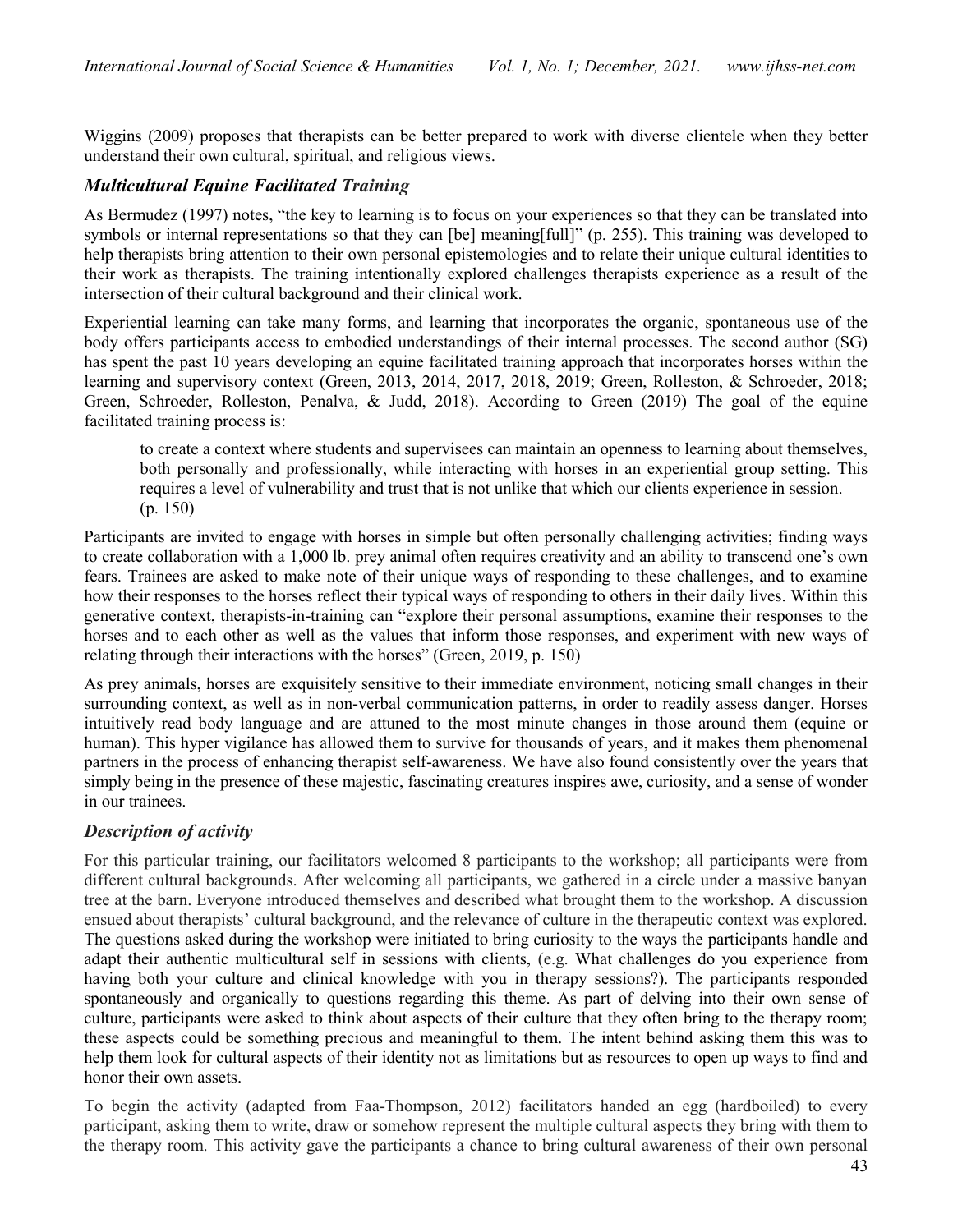Wiggins (2009) proposes that therapists can be better prepared to work with diverse clientele when they better understand their own cultural, spiritual, and religious views.

### *Multicultural Equine Facilitated Training*

As Bermudez (1997) notes, "the key to learning is to focus on your experiences so that they can be translated into symbols or internal representations so that they can [be] meaning[full]" (p. 255). This training was developed to help therapists bring attention to their own personal epistemologies and to relate their unique cultural identities to their work as therapists. The training intentionally explored challenges therapists experience as a result of the intersection of their cultural background and their clinical work.

Experiential learning can take many forms, and learning that incorporates the organic, spontaneous use of the body offers participants access to embodied understandings of their internal processes. The second author (SG) has spent the past 10 years developing an equine facilitated training approach that incorporates horses within the learning and supervisory context (Green, 2013, 2014, 2017, 2018, 2019; Green, Rolleston, & Schroeder, 2018; Green, Schroeder, Rolleston, Penalva, & Judd, 2018). According to Green (2019) The goal of the equine facilitated training process is:

> to create a context where students and supervisees can maintain an openness to learning about themselves, both personally and professionally, while interacting with horses in an experiential group setting. This requires a level of vulnerability and trust that is not unlike that which our clients experience in session. (p. 150)

Participants are invited to engage with horses in simple but often personally challenging activities; finding ways to create collaboration with a 1,000 lb. prey animal often requires creativity and an ability to transcend one's own fears. Trainees are asked to make note of their unique ways of responding to these challenges, and to examine how their responses to the horses reflect their typical ways of responding to others in their daily lives. Within this generative context, therapists-in-training can "explore their personal assumptions, examine their responses to the horses and to each other as well as the values that inform those responses, and experiment with new ways of relating through their interactions with the horses" (Green, 2019, p. 150)

As prey animals, horses are exquisitely sensitive to their immediate environment, noticing small changes in their surrounding context, as well as in non-verbal communication patterns, in order to readily assess danger. Horses intuitively read body language and are attuned to the most minute changes in those around them (equine or human). This hyper vigilance has allowed them to survive for thousands of years, and it makes them phenomenal partners in the process of enhancing therapist self-awareness. We have also found consistently over the years that simply being in the presence of these majestic, fascinating creatures inspires awe, curiosity, and a sense of wonder in our trainees.

### *Description of activity*

For this particular training, our facilitators welcomed 8 participants to the workshop; all participants were from different cultural backgrounds. After welcoming all participants, we gathered in a circle under a massive banyan tree at the barn. Everyone introduced themselves and described what brought them to the workshop. A discussion ensued about therapists' cultural background, and the relevance of culture in the therapeutic context was explored. The questions asked during the workshop were initiated to bring curiosity to the ways the participants handle and adapt their authentic multicultural self in sessions with clients, (e.g. What challenges do you experience from having both your culture and clinical knowledge with you in therapy sessions?). The participants responded spontaneously and organically to questions regarding this theme. As part of delving into their own sense of culture, participants were asked to think about aspects of their culture that they often bring to the therapy room; these aspects could be something precious and meaningful to them. The intent behind asking them this was to help them look for cultural aspects of their identity not as limitations but as resources to open up ways to find and honor their own assets.

To begin the activity (adapted from Faa-Thompson, 2012) facilitators handed an egg (hardboiled) to every participant, asking them to write, draw or somehow represent the multiple cultural aspects they bring with them to the therapy room. This activity gave the participants a chance to bring cultural awareness of their own personal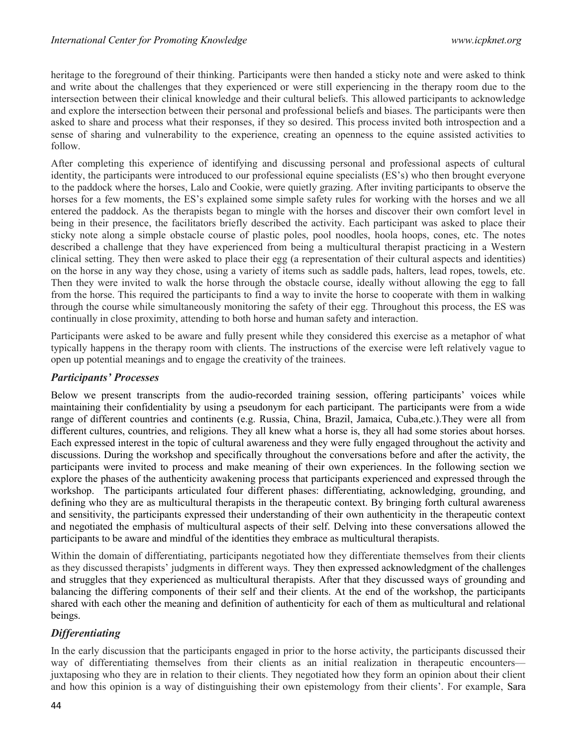heritage to the foreground of their thinking. Participants were then handed a sticky note and were asked to think and write about the challenges that they experienced or were still experiencing in the therapy room due to the intersection between their clinical knowledge and their cultural beliefs. This allowed participants to acknowledge and explore the intersection between their personal and professional beliefs and biases. The participants were then asked to share and process what their responses, if they so desired. This process invited both introspection and a sense of sharing and vulnerability to the experience, creating an openness to the equine assisted activities to follow.

After completing this experience of identifying and discussing personal and professional aspects of cultural identity, the participants were introduced to our professional equine specialists (ES's) who then brought everyone to the paddock where the horses, Lalo and Cookie, were quietly grazing. After inviting participants to observe the horses for a few moments, the ES's explained some simple safety rules for working with the horses and we all entered the paddock. As the therapists began to mingle with the horses and discover their own comfort level in being in their presence, the facilitators briefly described the activity. Each participant was asked to place their sticky note along a simple obstacle course of plastic poles, pool noodles, hoola hoops, cones, etc. The notes described a challenge that they have experienced from being a multicultural therapist practicing in a Western clinical setting. They then were asked to place their egg (a representation of their cultural aspects and identities) on the horse in any way they chose, using a variety of items such as saddle pads, halters, lead ropes, towels, etc. Then they were invited to walk the horse through the obstacle course, ideally without allowing the egg to fall from the horse. This required the participants to find a way to invite the horse to cooperate with them in walking through the course while simultaneously monitoring the safety of their egg. Throughout this process, the ES was continually in close proximity, attending to both horse and human safety and interaction.

Participants were asked to be aware and fully present while they considered this exercise as a metaphor of what typically happens in the therapy room with clients. The instructions of the exercise were left relatively vague to open up potential meanings and to engage the creativity of the trainees.

### *Participants' Processes*

Below we present transcripts from the audio-recorded training session, offering participants' voices while maintaining their confidentiality by using a pseudonym for each participant. The participants were from a wide range of different countries and continents (e.g. Russia, China, Brazil, Jamaica, Cuba,etc.).They were all from different cultures, countries, and religions. They all knew what a horse is, they all had some stories about horses. Each expressed interest in the topic of cultural awareness and they were fully engaged throughout the activity and discussions. During the workshop and specifically throughout the conversations before and after the activity, the participants were invited to process and make meaning of their own experiences. In the following section we explore the phases of the authenticity awakening process that participants experienced and expressed through the workshop. The participants articulated four different phases: differentiating, acknowledging, grounding, and defining who they are as multicultural therapists in the therapeutic context. By bringing forth cultural awareness and sensitivity, the participants expressed their understanding of their own authenticity in the therapeutic context and negotiated the emphasis of multicultural aspects of their self. Delving into these conversations allowed the participants to be aware and mindful of the identities they embrace as multicultural therapists.

Within the domain of differentiating, participants negotiated how they differentiate themselves from their clients as they discussed therapists' judgments in different ways. They then expressed acknowledgment of the challenges and struggles that they experienced as multicultural therapists. After that they discussed ways of grounding and balancing the differing components of their self and their clients. At the end of the workshop, the participants shared with each other the meaning and definition of authenticity for each of them as multicultural and relational beings.

### *Differentiating*

In the early discussion that the participants engaged in prior to the horse activity, the participants discussed their way of differentiating themselves from their clients as an initial realization in therapeutic encounters—juxtaposing who they are in relation to their clients. They negotiated how they form an opinion about their client and how this opinion is a way of distinguishing their own epistemology from their clients'. For example, Sara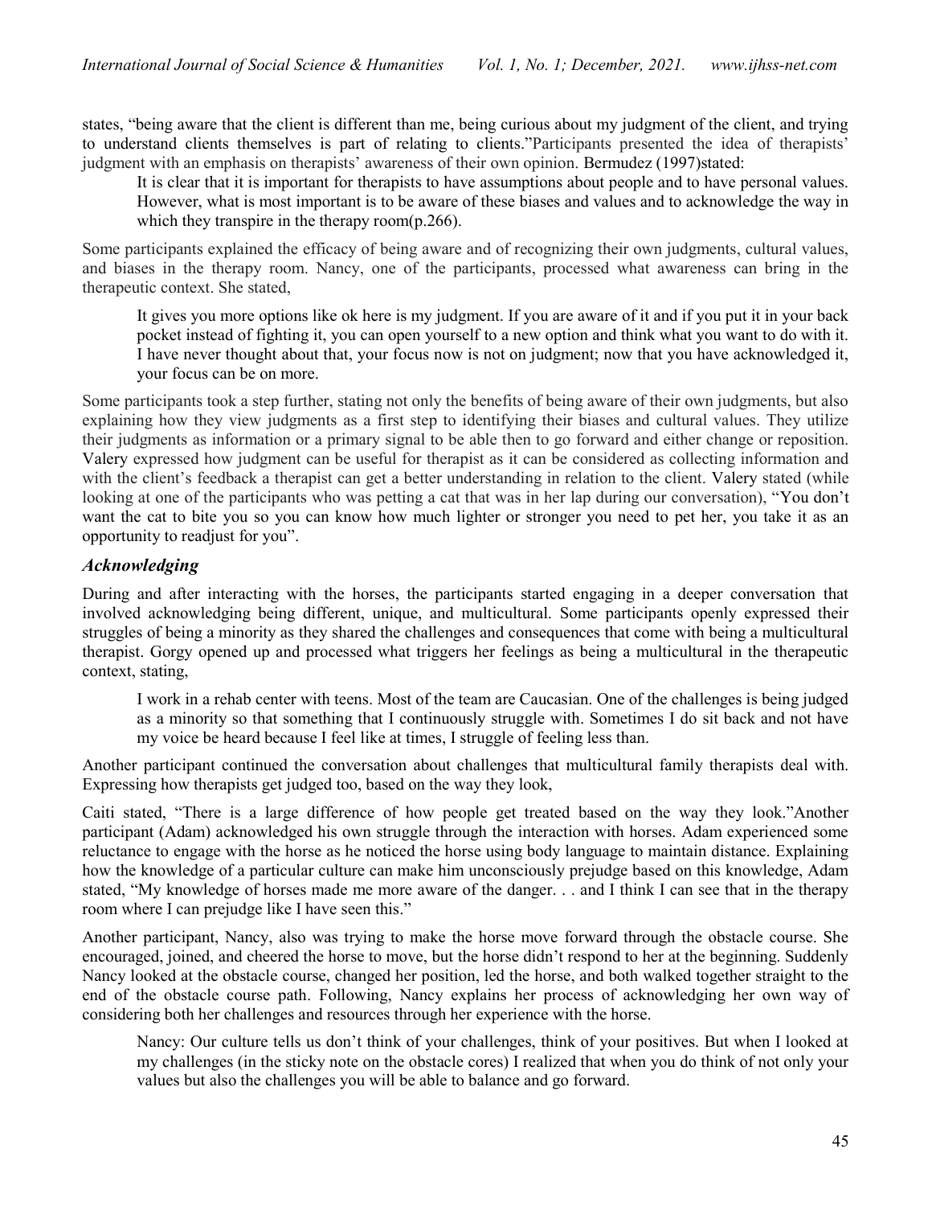states, "being aware that the client is different than me, being curious about my judgment of the client, and trying to understand clients themselves is part of relating to clients."Participants presented the idea of therapists' judgment with an emphasis on therapists' awareness of their own opinion. Bermudez (1997)stated:

> It is clear that it is important for therapists to have assumptions about people and to have personal values. However, what is most important is to be aware of these biases and values and to acknowledge the way in which they transpire in the therapy room(p.266).

Some participants explained the efficacy of being aware and of recognizing their own judgments, cultural values, and biases in the therapy room. Nancy, one of the participants, processed what awareness can bring in the therapeutic context. She stated,

> It gives you more options like ok here is my judgment. If you are aware of it and if you put it in your back pocket instead of fighting it, you can open yourself to a new option and think what you want to do with it. I have never thought about that, your focus now is not on judgment; now that you have acknowledged it, your focus can be on more.

Some participants took a step further, stating not only the benefits of being aware of their own judgments, but also explaining how they view judgments as a first step to identifying their biases and cultural values. They utilize their judgments as information or a primary signal to be able then to go forward and either change or reposition. Valery expressed how judgment can be useful for therapist as it can be considered as collecting information and with the client's feedback a therapist can get a better understanding in relation to the client. Valery stated (while looking at one of the participants who was petting a cat that was in her lap during our conversation), "You don't want the cat to bite you so you can know how much lighter or stronger you need to pet her, you take it as an opportunity to readjust for you".

### *Acknowledging*

During and after interacting with the horses, the participants started engaging in a deeper conversation that involved acknowledging being different, unique, and multicultural. Some participants openly expressed their struggles of being a minority as they shared the challenges and consequences that come with being a multicultural therapist. Gorgy opened up and processed what triggers her feelings as being a multicultural in the therapeutic context, stating,

> I work in a rehab center with teens. Most of the team are Caucasian. One of the challenges is being judged as a minority so that something that I continuously struggle with. Sometimes I do sit back and not have my voice be heard because I feel like at times, I struggle of feeling less than.

Another participant continued the conversation about challenges that multicultural family therapists deal with. Expressing how therapists get judged too, based on the way they look,

Caiti stated, "There is a large difference of how people get treated based on the way they look."Another participant (Adam) acknowledged his own struggle through the interaction with horses. Adam experienced some reluctance to engage with the horse as he noticed the horse using body language to maintain distance. Explaining how the knowledge of a particular culture can make him unconsciously prejudge based on this knowledge, Adam stated, "My knowledge of horses made me more aware of the danger. . . and I think I can see that in the therapy room where I can prejudge like I have seen this."

Another participant, Nancy, also was trying to make the horse move forward through the obstacle course. She encouraged, joined, and cheered the horse to move, but the horse didn't respond to her at the beginning. Suddenly Nancy looked at the obstacle course, changed her position, led the horse, and both walked together straight to the end of the obstacle course path. Following, Nancy explains her process of acknowledging her own way of considering both her challenges and resources through her experience with the horse.

> Nancy: Our culture tells us don't think of your challenges, think of your positives. But when I looked at my challenges (in the sticky note on the obstacle cores) I realized that when you do think of not only your values but also the challenges you will be able to balance and go forward.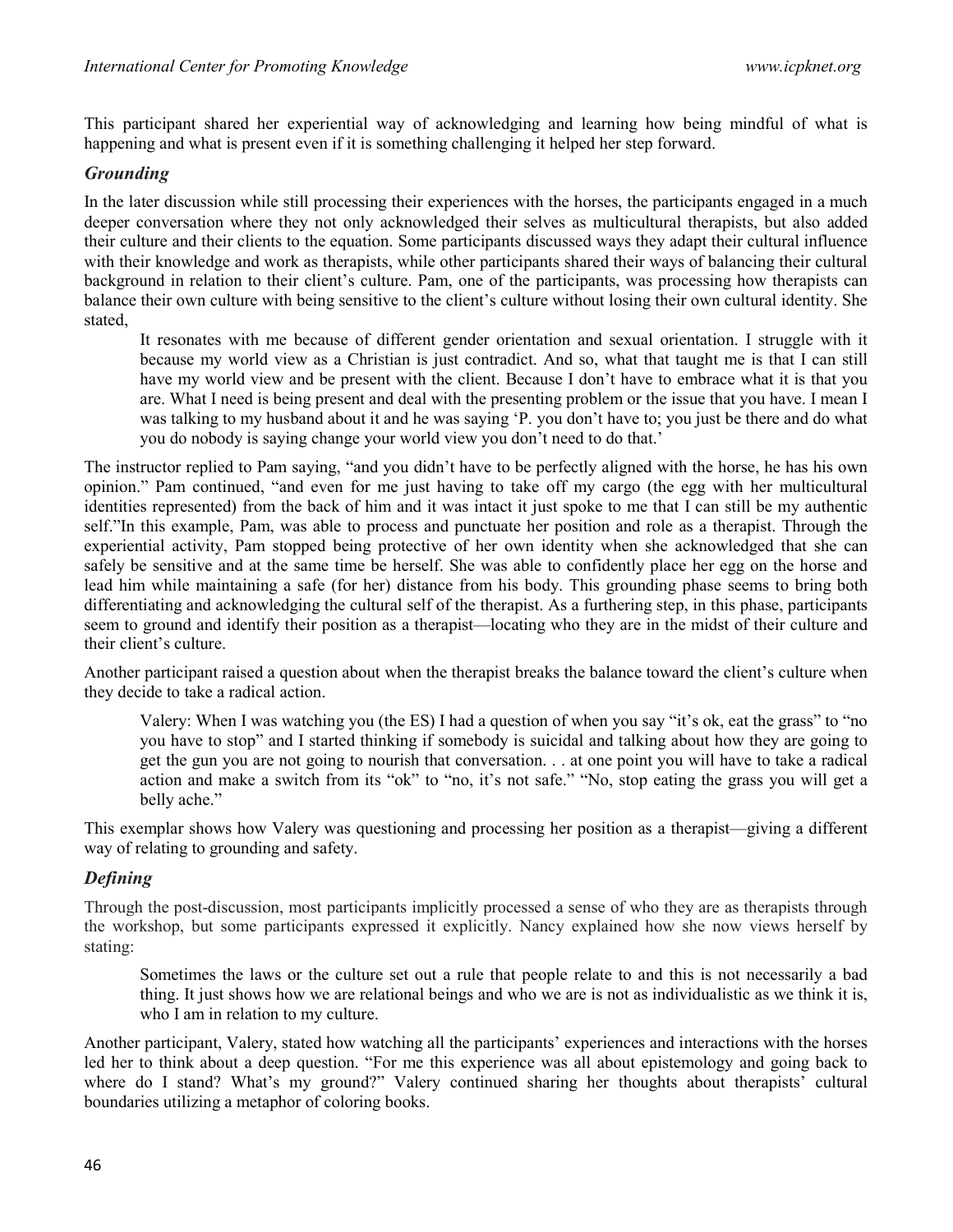This participant shared her experiential way of acknowledging and learning how being mindful of what is happening and what is present even if it is something challenging it helped her step forward.

### *Grounding*

In the later discussion while still processing their experiences with the horses, the participants engaged in a much deeper conversation where they not only acknowledged their selves as multicultural therapists, but also added their culture and their clients to the equation. Some participants discussed ways they adapt their cultural influence with their knowledge and work as therapists, while other participants shared their ways of balancing their cultural background in relation to their client's culture. Pam, one of the participants, was processing how therapists can balance their own culture with being sensitive to the client's culture without losing their own cultural identity. She stated,

> It resonates with me because of different gender orientation and sexual orientation. I struggle with it because my world view as a Christian is just contradict. And so, what that taught me is that I can still have my world view and be present with the client. Because I don't have to embrace what it is that you are. What I need is being present and deal with the presenting problem or the issue that you have. I mean I was talking to my husband about it and he was saying 'P. you don't have to; you just be there and do what you do nobody is saying change your world view you don't need to do that.'

The instructor replied to Pam saying, "and you didn't have to be perfectly aligned with the horse, he has his own opinion." Pam continued, "and even for me just having to take off my cargo (the egg with her multicultural identities represented) from the back of him and it was intact it just spoke to me that I can still be my authentic self."In this example, Pam, was able to process and punctuate her position and role as a therapist. Through the experiential activity, Pam stopped being protective of her own identity when she acknowledged that she can safely be sensitive and at the same time be herself. She was able to confidently place her egg on the horse and lead him while maintaining a safe (for her) distance from his body. This grounding phase seems to bring both differentiating and acknowledging the cultural self of the therapist. As a furthering step, in this phase, participants seem to ground and identify their position as a therapist—locating who they are in the midst of their culture and their client's culture.

Another participant raised a question about when the therapist breaks the balance toward the client's culture when they decide to take a radical action.

> Valery: When I was watching you (the ES) I had a question of when you say "it's ok, eat the grass" to "no you have to stop" and I started thinking if somebody is suicidal and talking about how they are going to get the gun you are not going to nourish that conversation. . . at one point you will have to take a radical action and make a switch from its "ok" to "no, it's not safe." "No, stop eating the grass you will get a belly ache."

This exemplar shows how Valery was questioning and processing her position as a therapist—giving a different way of relating to grounding and safety.

### *Defining*

Through the post-discussion, most participants implicitly processed a sense of who they are as therapists through the workshop, but some participants expressed it explicitly. Nancy explained how she now views herself by stating:

> Sometimes the laws or the culture set out a rule that people relate to and this is not necessarily a bad thing. It just shows how we are relational beings and who we are is not as individualistic as we think it is, who I am in relation to my culture.

Another participant, Valery, stated how watching all the participants' experiences and interactions with the horses led her to think about a deep question. "For me this experience was all about epistemology and going back to where do I stand? What's my ground?" Valery continued sharing her thoughts about therapists' cultural boundaries utilizing a metaphor of coloring books.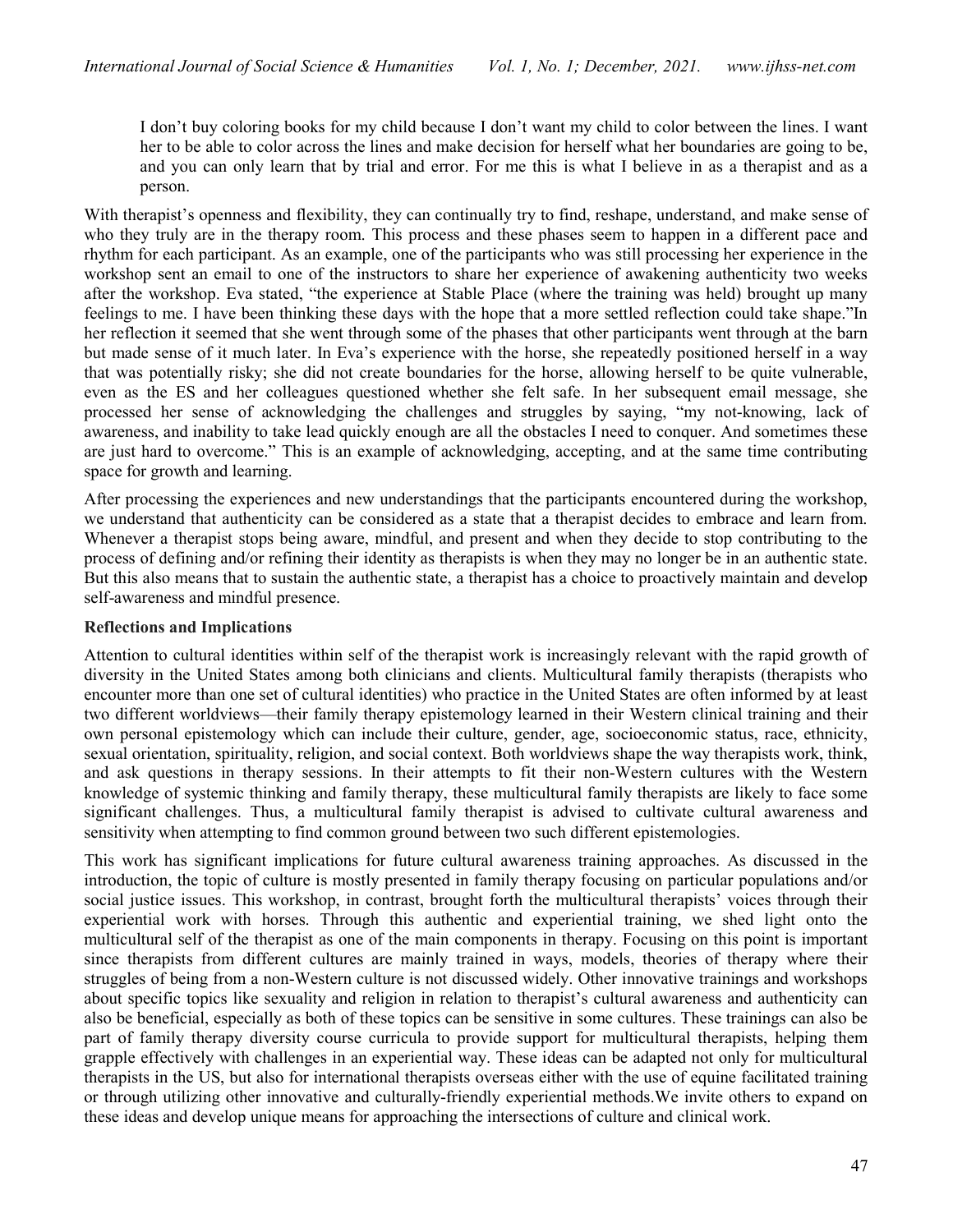> I don't buy coloring books for my child because I don't want my child to color between the lines. I want her to be able to color across the lines and make decision for herself what her boundaries are going to be, and you can only learn that by trial and error. For me this is what I believe in as a therapist and as a person.

With therapist's openness and flexibility, they can continually try to find, reshape, understand, and make sense of who they truly are in the therapy room. This process and these phases seem to happen in a different pace and rhythm for each participant. As an example, one of the participants who was still processing her experience in the workshop sent an email to one of the instructors to share her experience of awakening authenticity two weeks after the workshop. Eva stated, "the experience at Stable Place (where the training was held) brought up many feelings to me. I have been thinking these days with the hope that a more settled reflection could take shape."In her reflection it seemed that she went through some of the phases that other participants went through at the barn but made sense of it much later. In Eva's experience with the horse, she repeatedly positioned herself in a way that was potentially risky; she did not create boundaries for the horse, allowing herself to be quite vulnerable, even as the ES and her colleagues questioned whether she felt safe. In her subsequent email message, she processed her sense of acknowledging the challenges and struggles by saying, "my not-knowing, lack of awareness, and inability to take lead quickly enough are all the obstacles I need to conquer. And sometimes these are just hard to overcome." This is an example of acknowledging, accepting, and at the same time contributing space for growth and learning.

After processing the experiences and new understandings that the participants encountered during the workshop, we understand that authenticity can be considered as a state that a therapist decides to embrace and learn from. Whenever a therapist stops being aware, mindful, and present and when they decide to stop contributing to the process of defining and/or refining their identity as therapists is when they may no longer be in an authentic state. But this also means that to sustain the authentic state, a therapist has a choice to proactively maintain and develop self-awareness and mindful presence.

**Reflections and Implications**

Attention to cultural identities within self of the therapist work is increasingly relevant with the rapid growth of diversity in the United States among both clinicians and clients. Multicultural family therapists (therapists who encounter more than one set of cultural identities) who practice in the United States are often informed by at least two different worldviews—their family therapy epistemology learned in their Western clinical training and their own personal epistemology which can include their culture, gender, age, socioeconomic status, race, ethnicity, sexual orientation, spirituality, religion, and social context. Both worldviews shape the way therapists work, think, and ask questions in therapy sessions. In their attempts to fit their non-Western cultures with the Western knowledge of systemic thinking and family therapy, these multicultural family therapists are likely to face some significant challenges. Thus, a multicultural family therapist is advised to cultivate cultural awareness and sensitivity when attempting to find common ground between two such different epistemologies.

This work has significant implications for future cultural awareness training approaches. As discussed in the introduction, the topic of culture is mostly presented in family therapy focusing on particular populations and/or social justice issues. This workshop, in contrast, brought forth the multicultural therapists' voices through their experiential work with horses. Through this authentic and experiential training, we shed light onto the multicultural self of the therapist as one of the main components in therapy. Focusing on this point is important since therapists from different cultures are mainly trained in ways, models, theories of therapy where their struggles of being from a non-Western culture is not discussed widely. Other innovative trainings and workshops about specific topics like sexuality and religion in relation to therapist's cultural awareness and authenticity can also be beneficial, especially as both of these topics can be sensitive in some cultures. These trainings can also be part of family therapy diversity course curricula to provide support for multicultural therapists, helping them grapple effectively with challenges in an experiential way. These ideas can be adapted not only for multicultural therapists in the US, but also for international therapists overseas either with the use of equine facilitated training or through utilizing other innovative and culturally-friendly experiential methods.We invite others to expand on these ideas and develop unique means for approaching the intersections of culture and clinical work.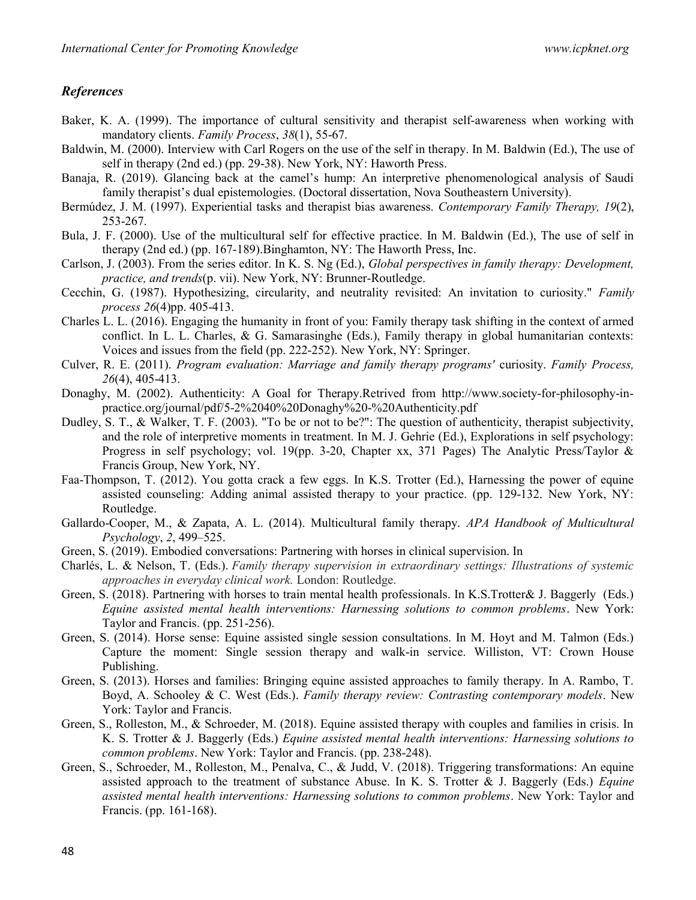## *References*

Baker, K. A. (1999). The importance of cultural sensitivity and therapist self-awareness when working with mandatory clients. *Family Process*, *38*(1), 55-67.

Baldwin, M. (2000). Interview with Carl Rogers on the use of the self in therapy. In M. Baldwin (Ed.), The use of self in therapy (2nd ed.) (pp. 29-38). New York, NY: Haworth Press.

Banaja, R. (2019). Glancing back at the camel's hump: An interpretive phenomenological analysis of Saudi family therapist's dual epistemologies. (Doctoral dissertation, Nova Southeastern University).

Bermúdez, J. M. (1997). Experiential tasks and therapist bias awareness. *Contemporary Family Therapy, 19*(2), 253-267.

Bula, J. F. (2000). Use of the multicultural self for effective practice. In M. Baldwin (Ed.), The use of self in therapy (2nd ed.) (pp. 167-189).Binghamton, NY: The Haworth Press, Inc.

Carlson, J. (2003). From the series editor. In K. S. Ng (Ed.), *Global perspectives in family therapy: Development, practice, and trends*(p. vii). New York, NY: Brunner-Routledge.

Cecchin, G. (1987). Hypothesizing, circularity, and neutrality revisited: An invitation to curiosity." *Family process 26*(4)pp. 405-413.

Charles L. L. (2016). Engaging the humanity in front of you: Family therapy task shifting in the context of armed conflict. In L. L. Charles, & G. Samarasinghe (Eds.), Family therapy in global humanitarian contexts: Voices and issues from the field (pp. 222-252). New York, NY: Springer.

Culver, R. E. (2011). *Program evaluation: Marriage and family therapy programs'* curiosity. *Family Process, 26*(4), 405-413.

Donaghy, M. (2002). Authenticity: A Goal for Therapy.Retrived from http://www.society-for-philosophy-in-practice.org/journal/pdf/5-2%2040%20Donaghy%20-%20Authenticity.pdf

Dudley, S. T., & Walker, T. F. (2003). "To be or not to be?": The question of authenticity, therapist subjectivity, and the role of interpretive moments in treatment. In M. J. Gehrie (Ed.), Explorations in self psychology: Progress in self psychology; vol. 19(pp. 3-20, Chapter xx, 371 Pages) The Analytic Press/Taylor & Francis Group, New York, NY.

Faa-Thompson, T. (2012). You gotta crack a few eggs. In K.S. Trotter (Ed.), Harnessing the power of equine assisted counseling: Adding animal assisted therapy to your practice. (pp. 129-132. New York, NY: Routledge.

Gallardo-Cooper, M., & Zapata, A. L. (2014). Multicultural family therapy. *APA Handbook of Multicultural Psychology*, *2*, 499–525.

Green, S. (2019). Embodied conversations: Partnering with horses in clinical supervision. In

Charlés, L. & Nelson, T. (Eds.). *Family therapy supervision in extraordinary settings: Illustrations of systemic approaches in everyday clinical work.* London: Routledge.

Green, S. (2018). Partnering with horses to train mental health professionals. In K.S.Trotter& J. Baggerly (Eds.) *Equine assisted mental health interventions: Harnessing solutions to common problems*. New York: Taylor and Francis. (pp. 251-256).

Green, S. (2014). Horse sense: Equine assisted single session consultations. In M. Hoyt and M. Talmon (Eds.) Capture the moment: Single session therapy and walk-in service. Williston, VT: Crown House Publishing.

Green, S. (2013). Horses and families: Bringing equine assisted approaches to family therapy. In A. Rambo, T. Boyd, A. Schooley & C. West (Eds.). *Family therapy review: Contrasting contemporary models*. New York: Taylor and Francis.

Green, S., Rolleston, M., & Schroeder, M. (2018). Equine assisted therapy with couples and families in crisis. In K. S. Trotter & J. Baggerly (Eds.) *Equine assisted mental health interventions: Harnessing solutions to common problems*. New York: Taylor and Francis. (pp. 238-248).

Green, S., Schroeder, M., Rolleston, M., Penalva, C., & Judd, V. (2018). Triggering transformations: An equine assisted approach to the treatment of substance Abuse. In K. S. Trotter & J. Baggerly (Eds.) *Equine assisted mental health interventions: Harnessing solutions to common problems*. New York: Taylor and Francis. (pp. 161-168).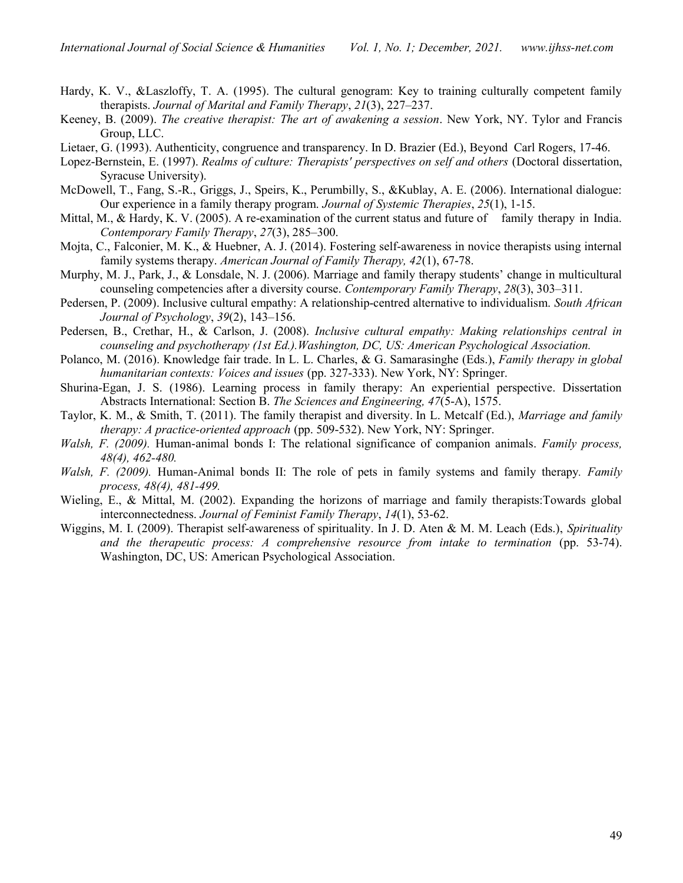Hardy, K. V., &Laszloffy, T. A. (1995). The cultural genogram: Key to training culturally competent family therapists. *Journal of Marital and Family Therapy*, *21*(3), 227–237.

Keeney, B. (2009). *The creative therapist: The art of awakening a session*. New York, NY. Tylor and Francis Group, LLC.

Lietaer, G. (1993). Authenticity, congruence and transparency. In D. Brazier (Ed.), Beyond Carl Rogers, 17-46.

Lopez-Bernstein, E. (1997). *Realms of culture: Therapists' perspectives on self and others* (Doctoral dissertation, Syracuse University).

McDowell, T., Fang, S.-R., Griggs, J., Speirs, K., Perumbilly, S., &Kublay, A. E. (2006). International dialogue: Our experience in a family therapy program. *Journal of Systemic Therapies*, *25*(1), 1-15.

Mittal, M., & Hardy, K. V. (2005). A re-examination of the current status and future of family therapy in India. *Contemporary Family Therapy*, *27*(3), 285–300.

Mojta, C., Falconier, M. K., & Huebner, A. J. (2014). Fostering self-awareness in novice therapists using internal family systems therapy. *American Journal of Family Therapy, 42*(1), 67-78.

Murphy, M. J., Park, J., & Lonsdale, N. J. (2006). Marriage and family therapy students' change in multicultural counseling competencies after a diversity course. *Contemporary Family Therapy*, *28*(3), 303–311.

Pedersen, P. (2009). Inclusive cultural empathy: A relationship-centred alternative to individualism. *South African Journal of Psychology*, *39*(2), 143–156.

Pedersen, B., Crethar, H., & Carlson, J. (2008). *Inclusive cultural empathy: Making relationships central in counseling and psychotherapy (1st Ed.).Washington, DC, US: American Psychological Association.*

Polanco, M. (2016). Knowledge fair trade. In L. L. Charles, & G. Samarasinghe (Eds.), *Family therapy in global humanitarian contexts: Voices and issues* (pp. 327-333). New York, NY: Springer.

Shurina-Egan, J. S. (1986). Learning process in family therapy: An experiential perspective. Dissertation Abstracts International: Section B. *The Sciences and Engineering, 47*(5-A), 1575.

Taylor, K. M., & Smith, T. (2011). The family therapist and diversity. In L. Metcalf (Ed.), *Marriage and family therapy: A practice-oriented approach* (pp. 509-532). New York, NY: Springer.

*Walsh, F. (2009).* Human-animal bonds I: The relational significance of companion animals. *Family process, 48(4), 462-480.*

*Walsh, F. (2009).* Human-Animal bonds II: The role of pets in family systems and family therapy*. Family process, 48(4), 481-499.*

Wieling, E., & Mittal, M. (2002). Expanding the horizons of marriage and family therapists:Towards global interconnectedness. *Journal of Feminist Family Therapy*, *14*(1), 53-62.

Wiggins, M. I. (2009). Therapist self-awareness of spirituality. In J. D. Aten & M. M. Leach (Eds.), *Spirituality and the therapeutic process: A comprehensive resource from intake to termination* (pp. 53-74). Washington, DC, US: American Psychological Association.